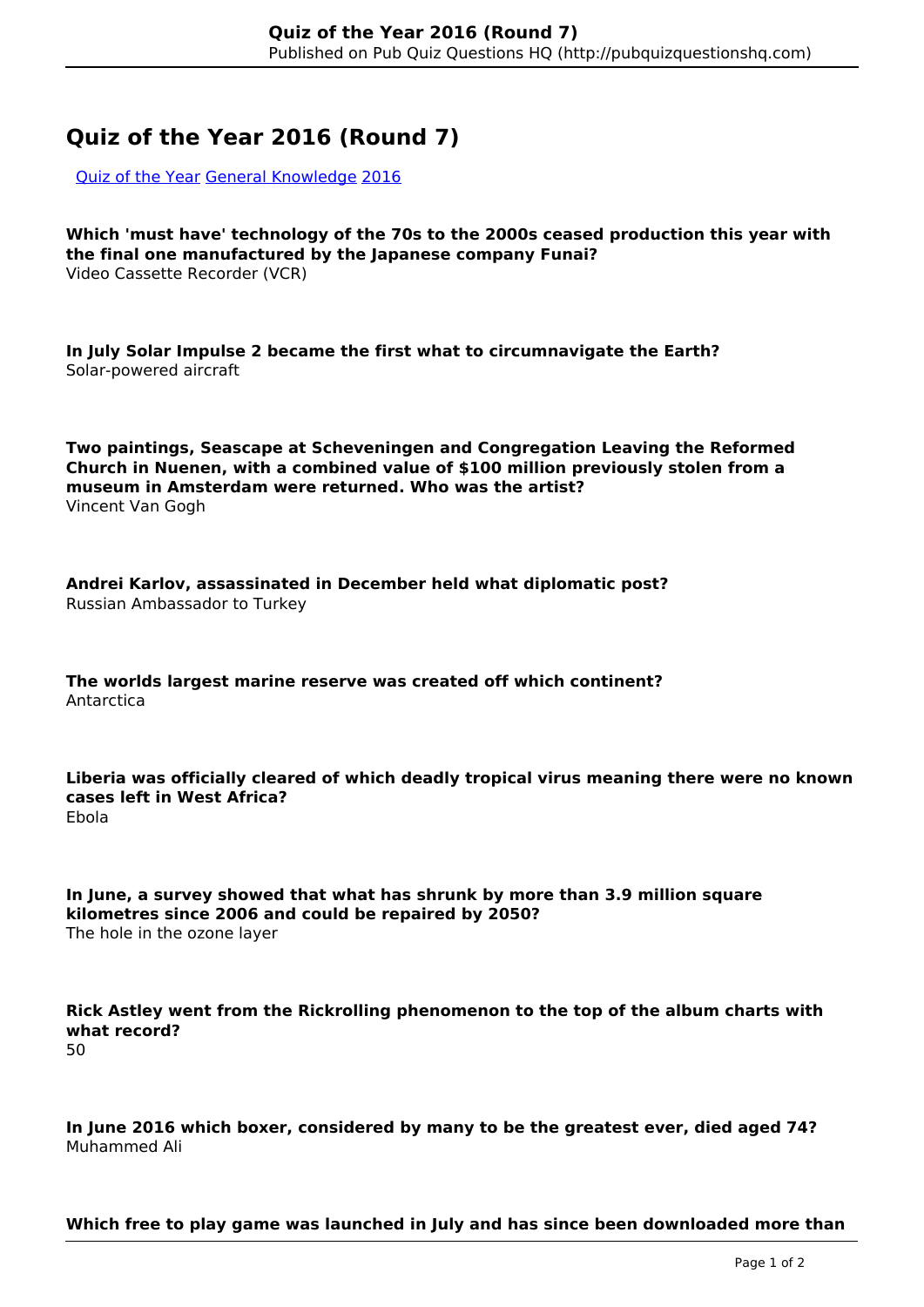# Quiz of the Year 2016 (Round 7)

[Quiz of the Year](#) [General Knowledge](#) [2016](#)

**Which 'must have' technology of the 70s to the 2000s ceased production this year with the final one manufactured by the Japanese company Funai?**
Video Cassette Recorder (VCR)

**In July Solar Impulse 2 became the first what to circumnavigate the Earth?**
Solar-powered aircraft

**Two paintings, Seascape at Scheveningen and Congregation Leaving the Reformed Church in Nuenen, with a combined value of $100 million previously stolen from a museum in Amsterdam were returned. Who was the artist?**
Vincent Van Gogh

**Andrei Karlov, assassinated in December held what diplomatic post?**
Russian Ambassador to Turkey

**The worlds largest marine reserve was created off which continent?**
Antarctica

**Liberia was officially cleared of which deadly tropical virus meaning there were no known cases left in West Africa?**
Ebola

**In June, a survey showed that what has shrunk by more than 3.9 million square kilometres since 2006 and could be repaired by 2050?**
The hole in the ozone layer

**Rick Astley went from the Rickrolling phenomenon to the top of the album charts with what record?**
50

**In June 2016 which boxer, considered by many to be the greatest ever, died aged 74?**
Muhammed Ali

**Which free to play game was launched in July and has since been downloaded more than**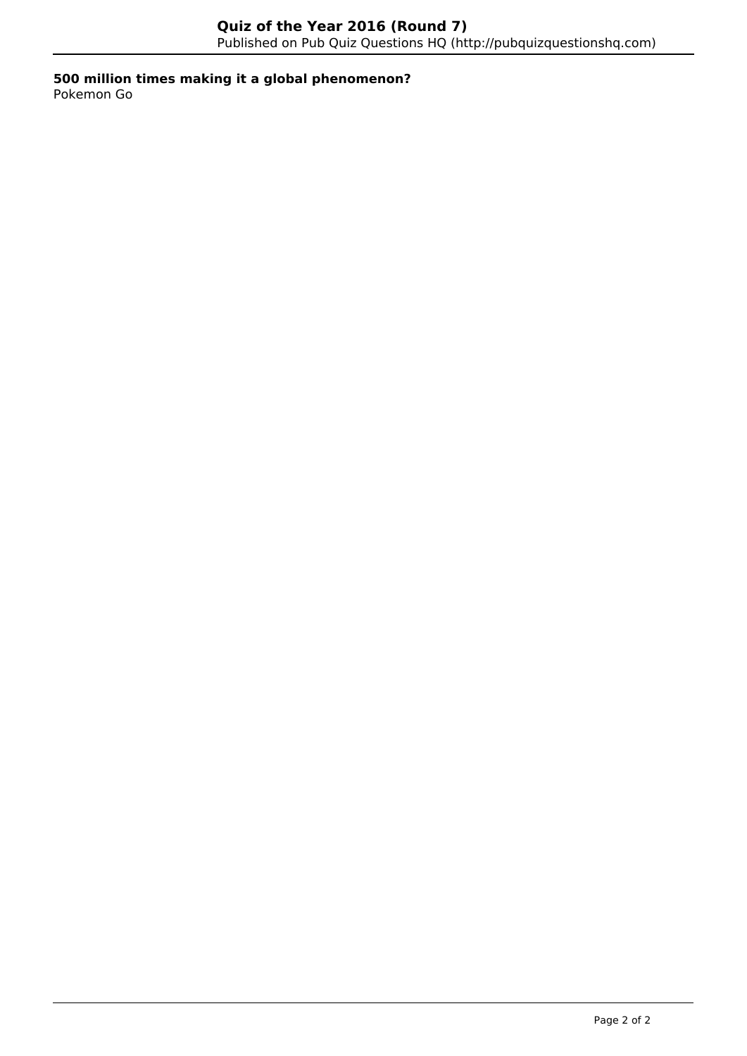**500 million times making it a global phenomenon?**
Pokemon Go